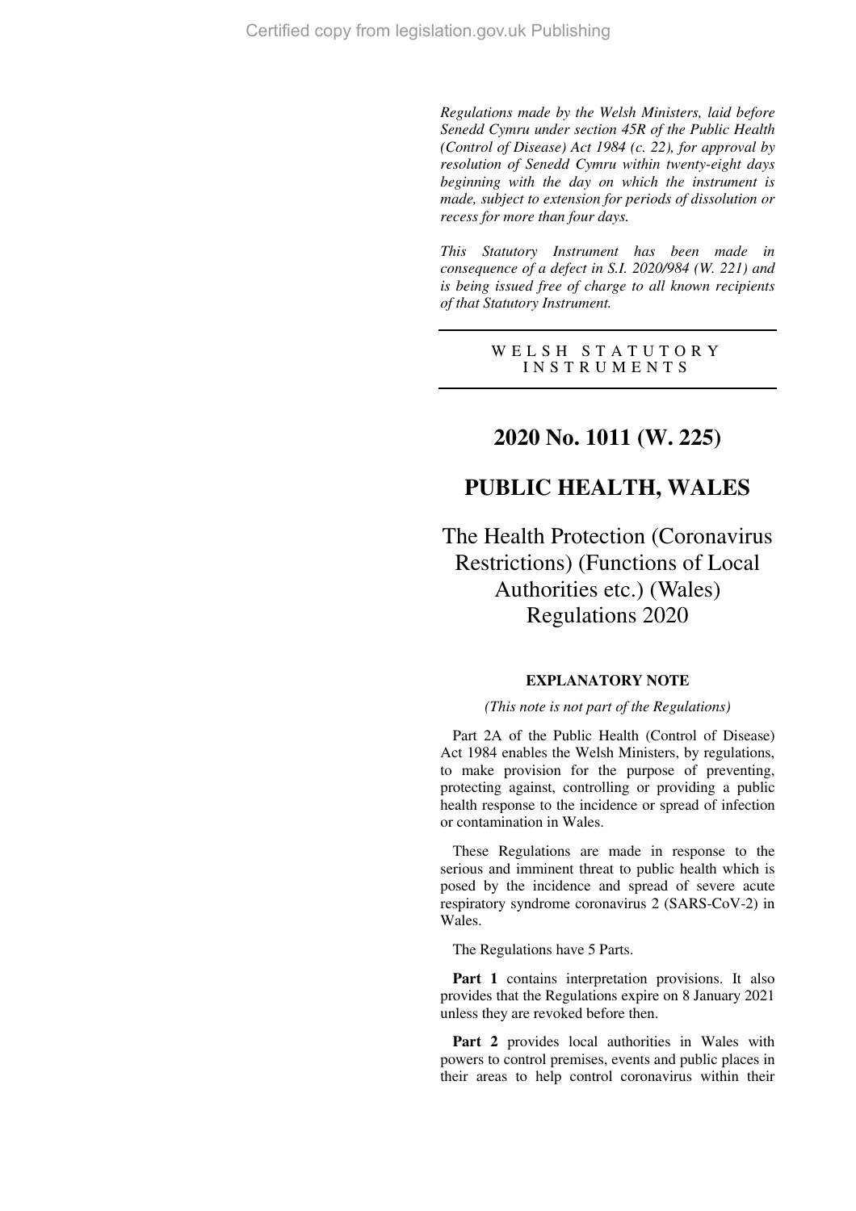*Regulations made by the Welsh Ministers, laid before Senedd Cymru under section 45R of the Public Health (Control of Disease) Act 1984 (c. 22), for approval by resolution of Senedd Cymru within twenty-eight days beginning with the day on which the instrument is made, subject to extension for periods of dissolution or recess for more than four days.*

*This Statutory Instrument has been made in consequence of a defect in S.I. 2020/984 (W. 221) and is being issued free of charge to all known recipients of that Statutory Instrument.*

WELSH STATUTORY INSTRUMENTS

# 2020 No. 1011 (W. 225)

# PUBLIC HEALTH, WALES

# The Health Protection (Coronavirus Restrictions) (Functions of Local Authorities etc.) (Wales) Regulations 2020

### EXPLANATORY NOTE

*(This note is not part of the Regulations)*

Part 2A of the Public Health (Control of Disease) Act 1984 enables the Welsh Ministers, by regulations, to make provision for the purpose of preventing, protecting against, controlling or providing a public health response to the incidence or spread of infection or contamination in Wales.

These Regulations are made in response to the serious and imminent threat to public health which is posed by the incidence and spread of severe acute respiratory syndrome coronavirus 2 (SARS-CoV-2) in Wales.

The Regulations have 5 Parts.

**Part 1** contains interpretation provisions. It also provides that the Regulations expire on 8 January 2021 unless they are revoked before then.

**Part 2** provides local authorities in Wales with powers to control premises, events and public places in their areas to help control coronavirus within their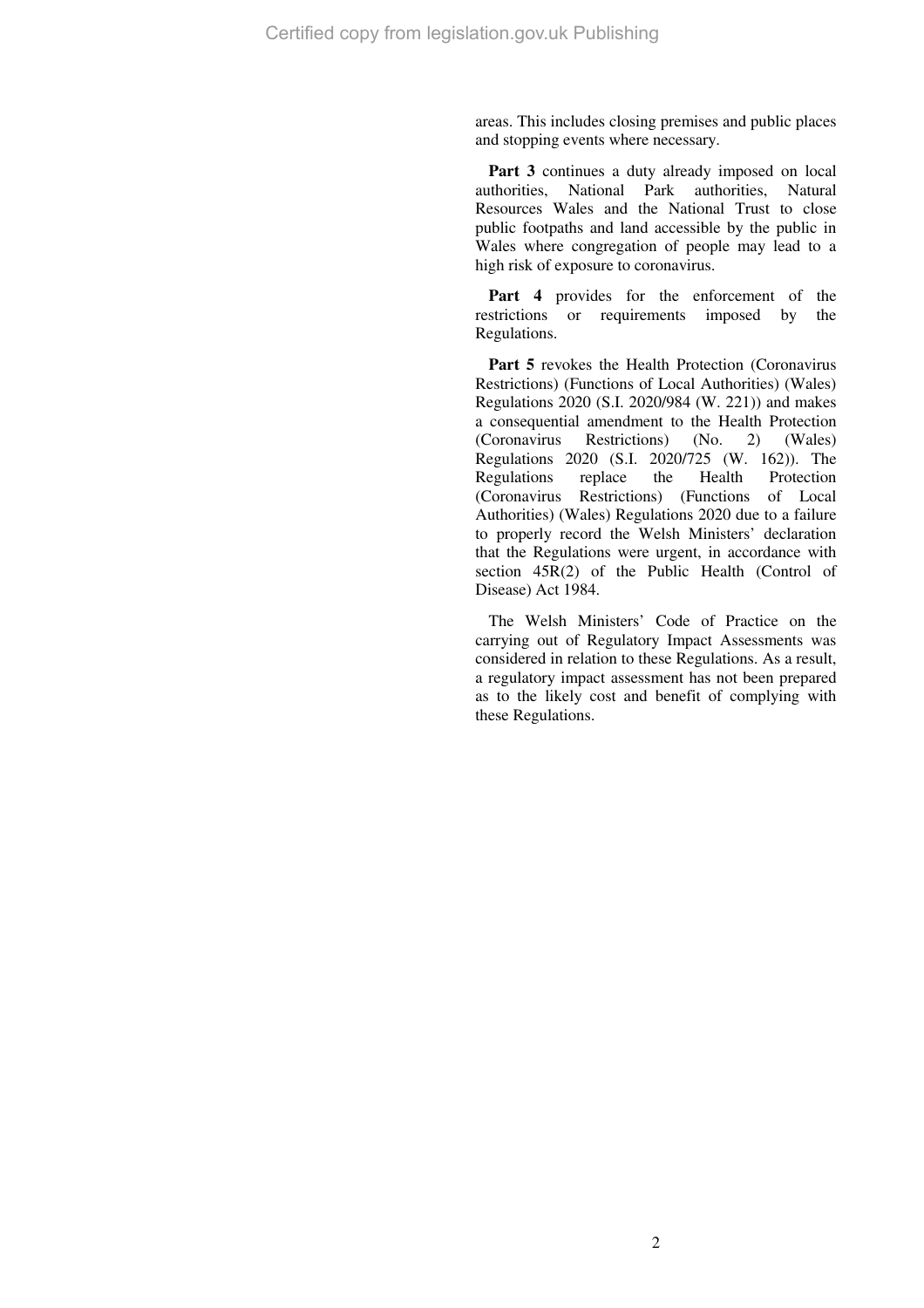areas. This includes closing premises and public places and stopping events where necessary.

**Part 3** continues a duty already imposed on local authorities, National Park authorities, Natural Resources Wales and the National Trust to close public footpaths and land accessible by the public in Wales where congregation of people may lead to a high risk of exposure to coronavirus.

**Part 4** provides for the enforcement of the restrictions or requirements imposed by the Regulations.

**Part 5** revokes the Health Protection (Coronavirus Restrictions) (Functions of Local Authorities) (Wales) Regulations 2020 (S.I. 2020/984 (W. 221)) and makes a consequential amendment to the Health Protection (Coronavirus Restrictions) (No. 2) (Wales) Regulations 2020 (S.I. 2020/725 (W. 162)). The Regulations replace the Health Protection (Coronavirus Restrictions) (Functions of Local Authorities) (Wales) Regulations 2020 due to a failure to properly record the Welsh Ministers' declaration that the Regulations were urgent, in accordance with section 45R(2) of the Public Health (Control of Disease) Act 1984.

The Welsh Ministers' Code of Practice on the carrying out of Regulatory Impact Assessments was considered in relation to these Regulations. As a result, a regulatory impact assessment has not been prepared as to the likely cost and benefit of complying with these Regulations.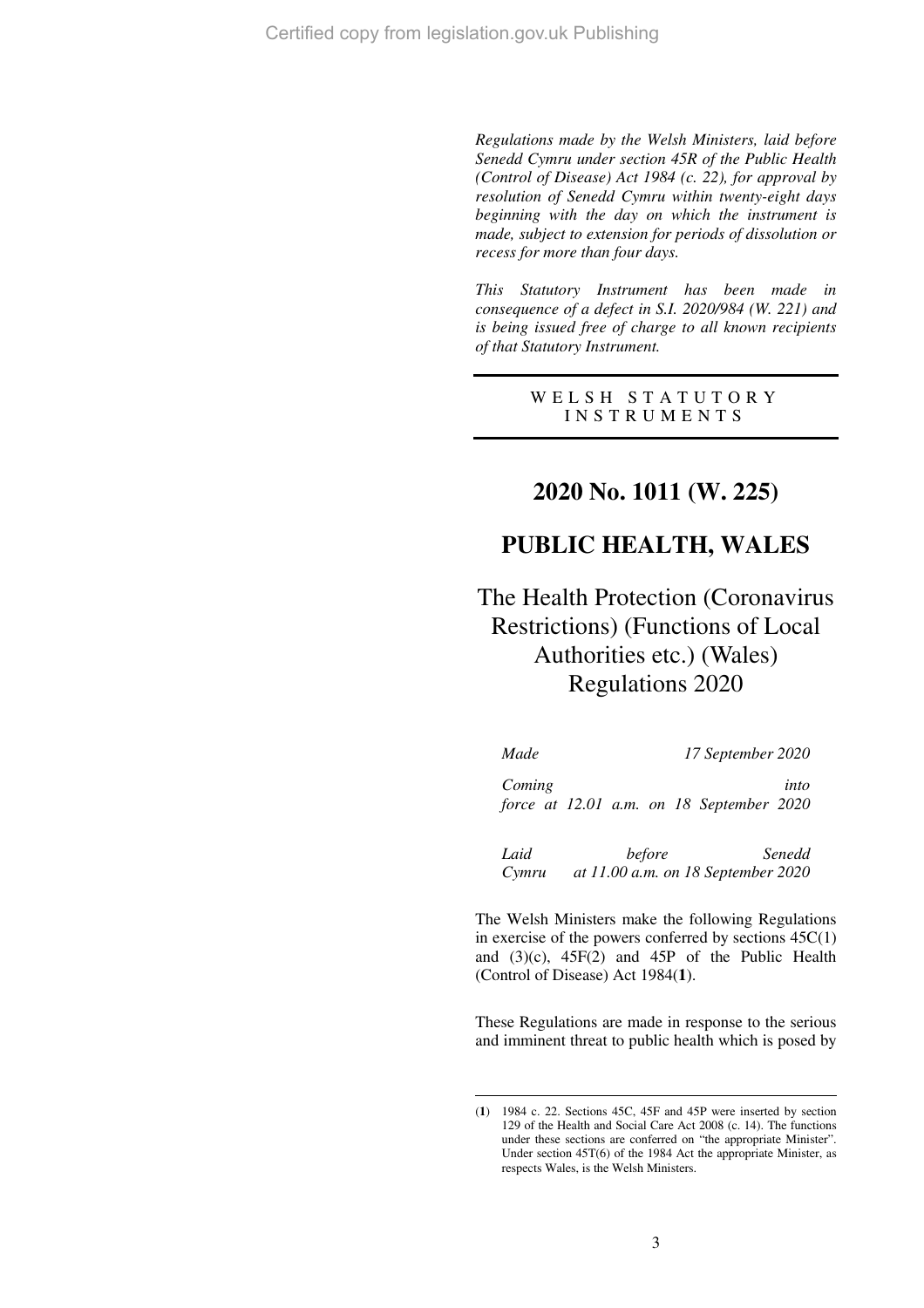*Regulations made by the Welsh Ministers, laid before Senedd Cymru under section 45R of the Public Health (Control of Disease) Act 1984 (c. 22), for approval by resolution of Senedd Cymru within twenty-eight days beginning with the day on which the instrument is made, subject to extension for periods of dissolution or recess for more than four days.*

*This Statutory Instrument has been made in consequence of a defect in S.I. 2020/984 (W. 221) and is being issued free of charge to all known recipients of that Statutory Instrument.*

WELSH STATUTORY INSTRUMENTS

# 2020 No. 1011 (W. 225)

# PUBLIC HEALTH, WALES

## The Health Protection (Coronavirus Restrictions) (Functions of Local Authorities etc.) (Wales) Regulations 2020

*Made* — *17 September 2020*

*Coming into force at 12.01 a.m. on 18 September 2020*

*Laid before Senedd Cymru at 11.00 a.m. on 18 September 2020*

The Welsh Ministers make the following Regulations in exercise of the powers conferred by sections 45C(1) and (3)(c), 45F(2) and 45P of the Public Health (Control of Disease) Act 1984(**1**).

These Regulations are made in response to the serious and imminent threat to public health which is posed by

(**1**) 1984 c. 22. Sections 45C, 45F and 45P were inserted by section 129 of the Health and Social Care Act 2008 (c. 14). The functions under these sections are conferred on "the appropriate Minister". Under section 45T(6) of the 1984 Act the appropriate Minister, as respects Wales, is the Welsh Ministers.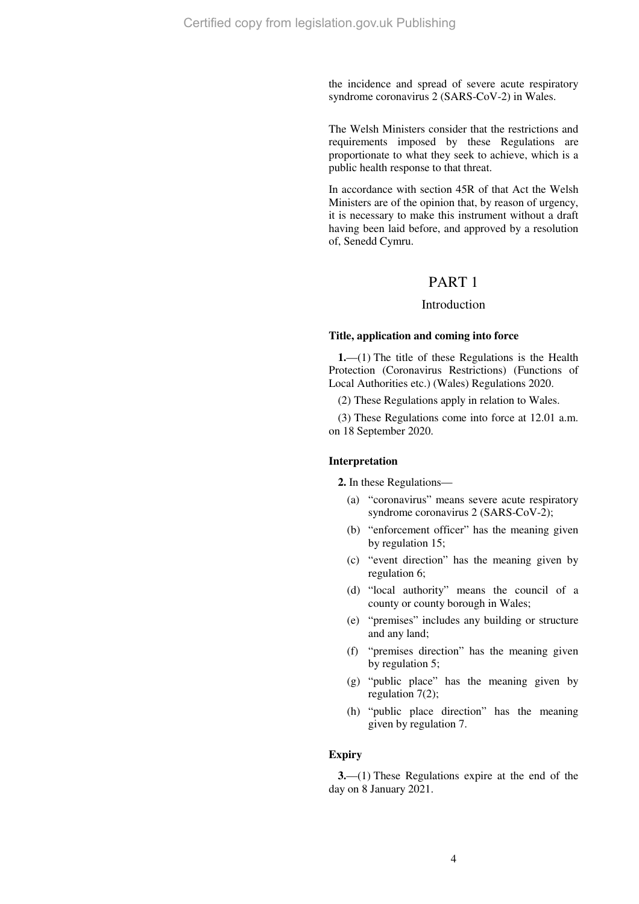the incidence and spread of severe acute respiratory syndrome coronavirus 2 (SARS-CoV-2) in Wales.

The Welsh Ministers consider that the restrictions and requirements imposed by these Regulations are proportionate to what they seek to achieve, which is a public health response to that threat.

In accordance with section 45R of that Act the Welsh Ministers are of the opinion that, by reason of urgency, it is necessary to make this instrument without a draft having been laid before, and approved by a resolution of, Senedd Cymru.

# PART 1

## Introduction

### Title, application and coming into force

**1.**—(1) The title of these Regulations is the Health Protection (Coronavirus Restrictions) (Functions of Local Authorities etc.) (Wales) Regulations 2020.

(2) These Regulations apply in relation to Wales.

(3) These Regulations come into force at 12.01 a.m. on 18 September 2020.

### Interpretation

**2.** In these Regulations—

(a) "coronavirus" means severe acute respiratory syndrome coronavirus 2 (SARS-CoV-2);

(b) "enforcement officer" has the meaning given by regulation 15;

(c) "event direction" has the meaning given by regulation 6;

(d) "local authority" means the council of a county or county borough in Wales;

(e) "premises" includes any building or structure and any land;

(f) "premises direction" has the meaning given by regulation 5;

(g) "public place" has the meaning given by regulation 7(2);

(h) "public place direction" has the meaning given by regulation 7.

### Expiry

**3.**—(1) These Regulations expire at the end of the day on 8 January 2021.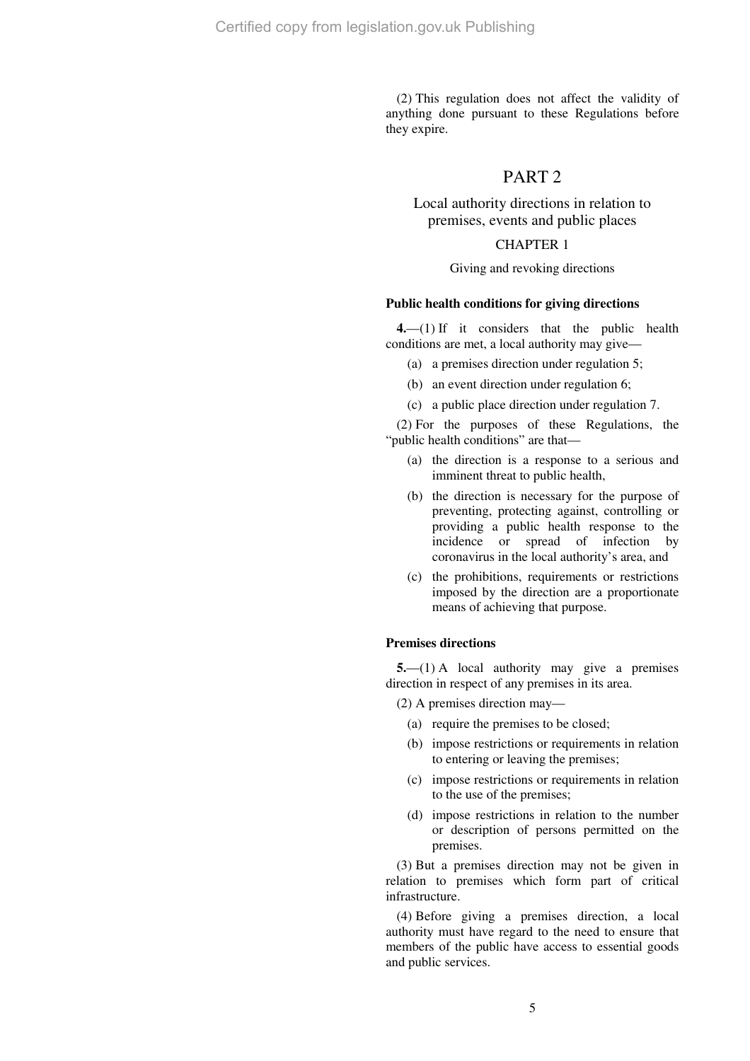(2) This regulation does not affect the validity of anything done pursuant to these Regulations before they expire.

# PART 2

## Local authority directions in relation to premises, events and public places

### CHAPTER 1

Giving and revoking directions

**Public health conditions for giving directions**

**4.**—(1) If it considers that the public health conditions are met, a local authority may give—

(a) a premises direction under regulation 5;

(b) an event direction under regulation 6;

(c) a public place direction under regulation 7.

(2) For the purposes of these Regulations, the "public health conditions" are that—

(a) the direction is a response to a serious and imminent threat to public health,

(b) the direction is necessary for the purpose of preventing, protecting against, controlling or providing a public health response to the incidence or spread of infection by coronavirus in the local authority's area, and

(c) the prohibitions, requirements or restrictions imposed by the direction are a proportionate means of achieving that purpose.

**Premises directions**

**5.**—(1) A local authority may give a premises direction in respect of any premises in its area.

(2) A premises direction may—

(a) require the premises to be closed;

(b) impose restrictions or requirements in relation to entering or leaving the premises;

(c) impose restrictions or requirements in relation to the use of the premises;

(d) impose restrictions in relation to the number or description of persons permitted on the premises.

(3) But a premises direction may not be given in relation to premises which form part of critical infrastructure.

(4) Before giving a premises direction, a local authority must have regard to the need to ensure that members of the public have access to essential goods and public services.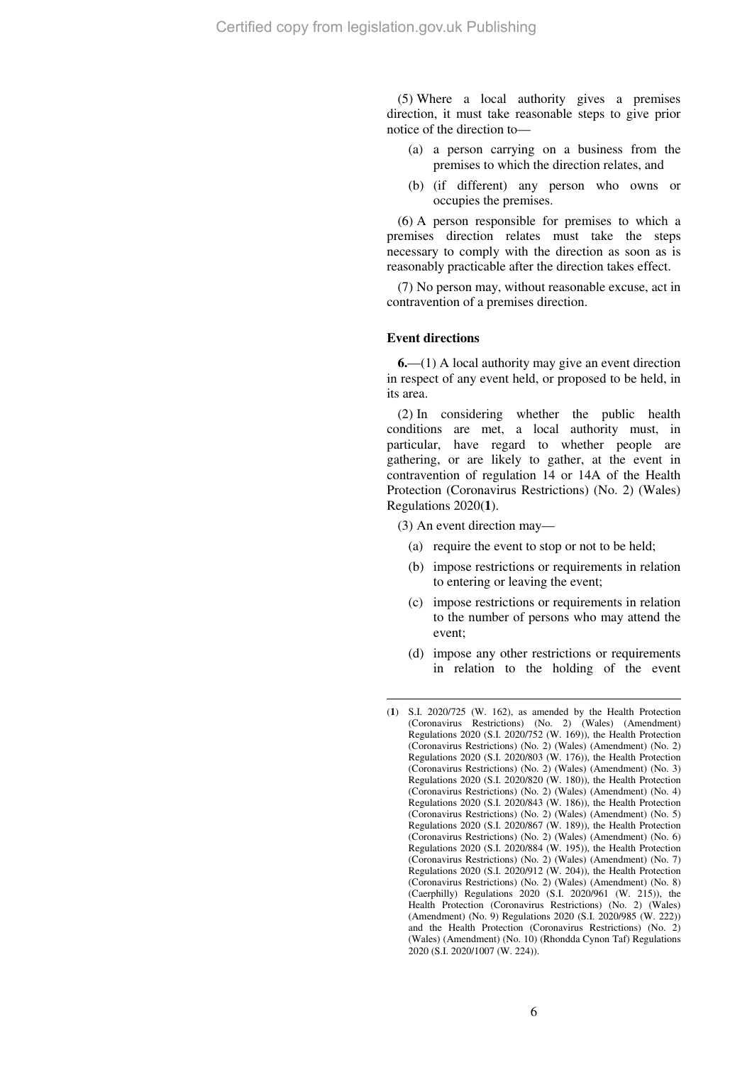(5) Where a local authority gives a premises direction, it must take reasonable steps to give prior notice of the direction to—

- (a) a person carrying on a business from the premises to which the direction relates, and
- (b) (if different) any person who owns or occupies the premises.

(6) A person responsible for premises to which a premises direction relates must take the steps necessary to comply with the direction as soon as is reasonably practicable after the direction takes effect.

(7) No person may, without reasonable excuse, act in contravention of a premises direction.

**Event directions**

**6.**—(1) A local authority may give an event direction in respect of any event held, or proposed to be held, in its area.

(2) In considering whether the public health conditions are met, a local authority must, in particular, have regard to whether people are gathering, or are likely to gather, at the event in contravention of regulation 14 or 14A of the Health Protection (Coronavirus Restrictions) (No. 2) (Wales) Regulations 2020(**1**).

(3) An event direction may—

- (a) require the event to stop or not to be held;
- (b) impose restrictions or requirements in relation to entering or leaving the event;
- (c) impose restrictions or requirements in relation to the number of persons who may attend the event;
- (d) impose any other restrictions or requirements in relation to the holding of the event

---

(**1**) S.I. 2020/725 (W. 162), as amended by the Health Protection (Coronavirus Restrictions) (No. 2) (Wales) (Amendment) Regulations 2020 (S.I. 2020/752 (W. 169)), the Health Protection (Coronavirus Restrictions) (No. 2) (Wales) (Amendment) (No. 2) Regulations 2020 (S.I. 2020/803 (W. 176)), the Health Protection (Coronavirus Restrictions) (No. 2) (Wales) (Amendment) (No. 3) Regulations 2020 (S.I. 2020/820 (W. 180)), the Health Protection (Coronavirus Restrictions) (No. 2) (Wales) (Amendment) (No. 4) Regulations 2020 (S.I. 2020/843 (W. 186)), the Health Protection (Coronavirus Restrictions) (No. 2) (Wales) (Amendment) (No. 5) Regulations 2020 (S.I. 2020/867 (W. 189)), the Health Protection (Coronavirus Restrictions) (No. 2) (Wales) (Amendment) (No. 6) Regulations 2020 (S.I. 2020/884 (W. 195)), the Health Protection (Coronavirus Restrictions) (No. 2) (Wales) (Amendment) (No. 7) Regulations 2020 (S.I. 2020/912 (W. 204)), the Health Protection (Coronavirus Restrictions) (No. 2) (Wales) (Amendment) (No. 8) (Caerphilly) Regulations 2020 (S.I. 2020/961 (W. 215)), the Health Protection (Coronavirus Restrictions) (No. 2) (Wales) (Amendment) (No. 9) Regulations 2020 (S.I. 2020/985 (W. 222)) and the Health Protection (Coronavirus Restrictions) (No. 2) (Wales) (Amendment) (No. 10) (Rhondda Cynon Taf) Regulations 2020 (S.I. 2020/1007 (W. 224)).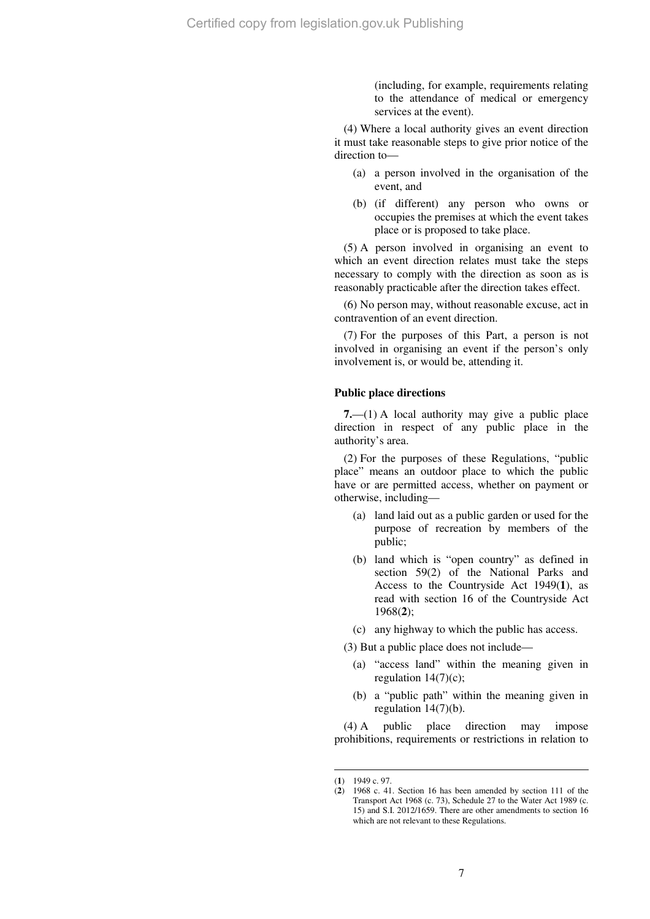(including, for example, requirements relating to the attendance of medical or emergency services at the event).

(4) Where a local authority gives an event direction it must take reasonable steps to give prior notice of the direction to—

- (a) a person involved in the organisation of the event, and
- (b) (if different) any person who owns or occupies the premises at which the event takes place or is proposed to take place.

(5) A person involved in organising an event to which an event direction relates must take the steps necessary to comply with the direction as soon as is reasonably practicable after the direction takes effect.

(6) No person may, without reasonable excuse, act in contravention of an event direction.

(7) For the purposes of this Part, a person is not involved in organising an event if the person's only involvement is, or would be, attending it.

### Public place directions

**7.**—(1) A local authority may give a public place direction in respect of any public place in the authority's area.

(2) For the purposes of these Regulations, "public place" means an outdoor place to which the public have or are permitted access, whether on payment or otherwise, including—

- (a) land laid out as a public garden or used for the purpose of recreation by members of the public;
- (b) land which is "open country" as defined in section 59(2) of the National Parks and Access to the Countryside Act 1949(**1**), as read with section 16 of the Countryside Act 1968(**2**);
- (c) any highway to which the public has access.

(3) But a public place does not include—

- (a) "access land" within the meaning given in regulation 14(7)(c);
- (b) a "public path" within the meaning given in regulation 14(7)(b).

(4) A public place direction may impose prohibitions, requirements or restrictions in relation to

---

(**1**) 1949 c. 97.

(**2**) 1968 c. 41. Section 16 has been amended by section 111 of the Transport Act 1968 (c. 73), Schedule 27 to the Water Act 1989 (c. 15) and S.I. 2012/1659. There are other amendments to section 16 which are not relevant to these Regulations.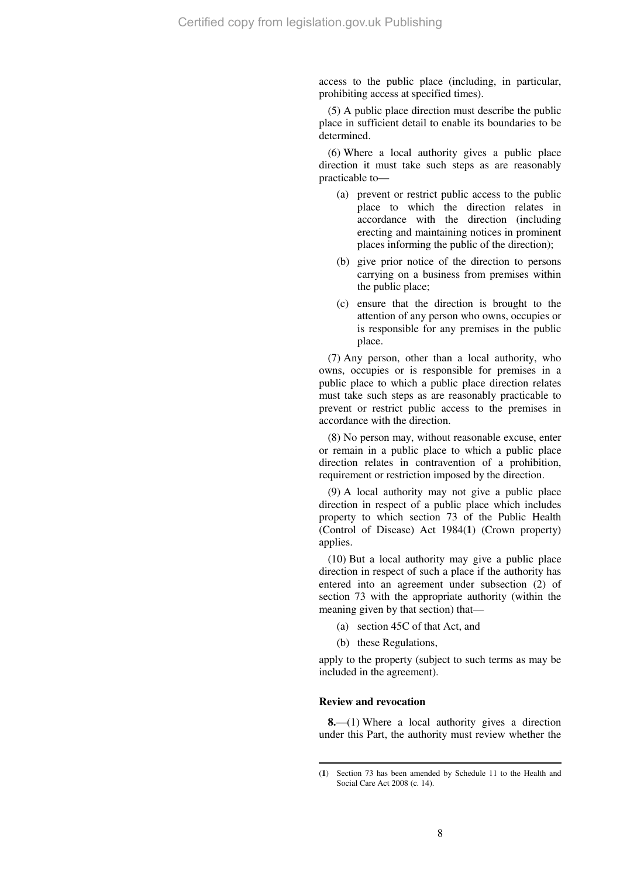access to the public place (including, in particular, prohibiting access at specified times).

(5) A public place direction must describe the public place in sufficient detail to enable its boundaries to be determined.

(6) Where a local authority gives a public place direction it must take such steps as are reasonably practicable to—

- (a) prevent or restrict public access to the public place to which the direction relates in accordance with the direction (including erecting and maintaining notices in prominent places informing the public of the direction);
- (b) give prior notice of the direction to persons carrying on a business from premises within the public place;
- (c) ensure that the direction is brought to the attention of any person who owns, occupies or is responsible for any premises in the public place.

(7) Any person, other than a local authority, who owns, occupies or is responsible for premises in a public place to which a public place direction relates must take such steps as are reasonably practicable to prevent or restrict public access to the premises in accordance with the direction.

(8) No person may, without reasonable excuse, enter or remain in a public place to which a public place direction relates in contravention of a prohibition, requirement or restriction imposed by the direction.

(9) A local authority may not give a public place direction in respect of a public place which includes property to which section 73 of the Public Health (Control of Disease) Act 1984[1] (Crown property) applies.

(10) But a local authority may give a public place direction in respect of such a place if the authority has entered into an agreement under subsection (2) of section 73 with the appropriate authority (within the meaning given by that section) that—

- (a) section 45C of that Act, and
- (b) these Regulations,

apply to the property (subject to such terms as may be included in the agreement).

**Review and revocation**

**8.**—(1) Where a local authority gives a direction under this Part, the authority must review whether the

---

(1) Section 73 has been amended by Schedule 11 to the Health and Social Care Act 2008 (c. 14).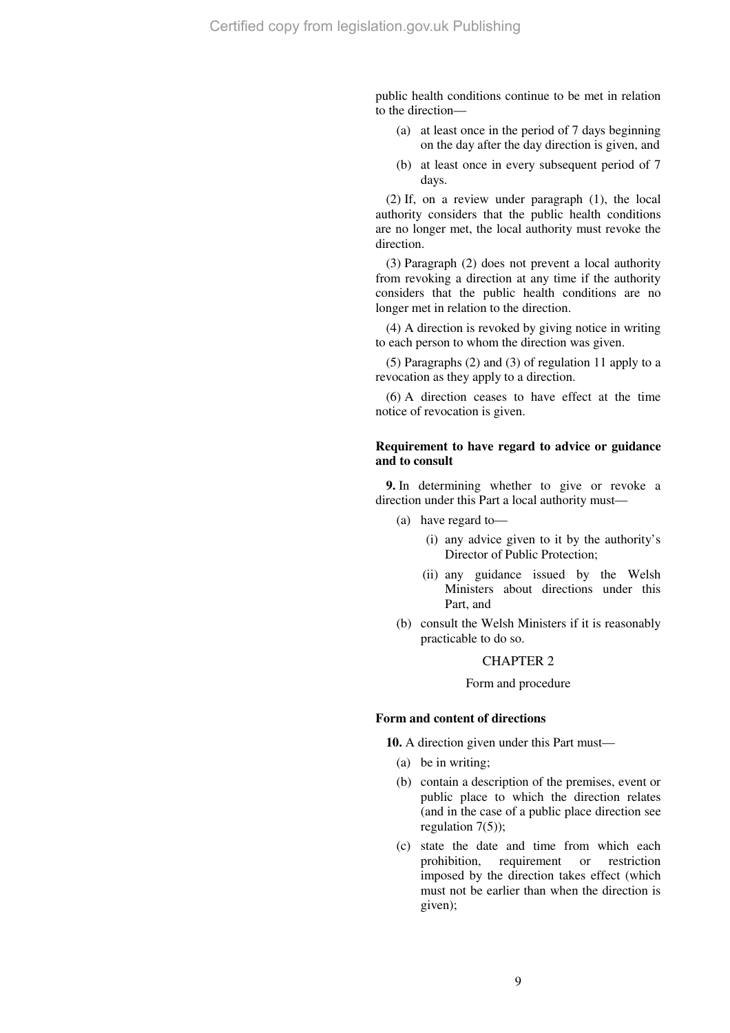public health conditions continue to be met in relation to the direction—

- (a) at least once in the period of 7 days beginning on the day after the day direction is given, and
- (b) at least once in every subsequent period of 7 days.

(2) If, on a review under paragraph (1), the local authority considers that the public health conditions are no longer met, the local authority must revoke the direction.

(3) Paragraph (2) does not prevent a local authority from revoking a direction at any time if the authority considers that the public health conditions are no longer met in relation to the direction.

(4) A direction is revoked by giving notice in writing to each person to whom the direction was given.

(5) Paragraphs (2) and (3) of regulation 11 apply to a revocation as they apply to a direction.

(6) A direction ceases to have effect at the time notice of revocation is given.

**Requirement to have regard to advice or guidance and to consult**

**9.** In determining whether to give or revoke a direction under this Part a local authority must—

- (a) have regard to—
  - (i) any advice given to it by the authority's Director of Public Protection;
  - (ii) any guidance issued by the Welsh Ministers about directions under this Part, and
- (b) consult the Welsh Ministers if it is reasonably practicable to do so.

## CHAPTER 2

Form and procedure

**Form and content of directions**

**10.** A direction given under this Part must—

- (a) be in writing;
- (b) contain a description of the premises, event or public place to which the direction relates (and in the case of a public place direction see regulation 7(5));
- (c) state the date and time from which each prohibition, requirement or restriction imposed by the direction takes effect (which must not be earlier than when the direction is given);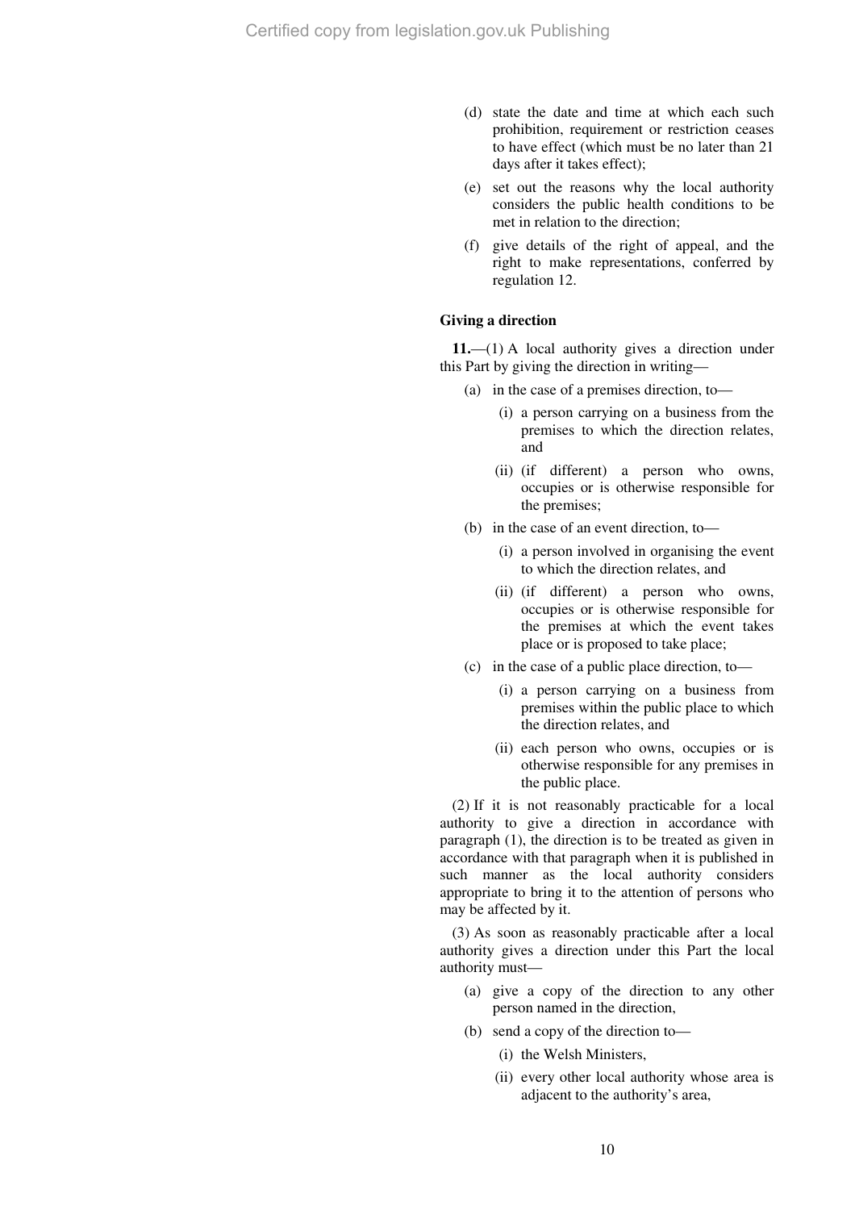(d) state the date and time at which each such prohibition, requirement or restriction ceases to have effect (which must be no later than 21 days after it takes effect);

(e) set out the reasons why the local authority considers the public health conditions to be met in relation to the direction;

(f) give details of the right of appeal, and the right to make representations, conferred by regulation 12.

**Giving a direction**

**11.**—(1) A local authority gives a direction under this Part by giving the direction in writing—

(a) in the case of a premises direction, to—

(i) a person carrying on a business from the premises to which the direction relates, and

(ii) (if different) a person who owns, occupies or is otherwise responsible for the premises;

(b) in the case of an event direction, to—

(i) a person involved in organising the event to which the direction relates, and

(ii) (if different) a person who owns, occupies or is otherwise responsible for the premises at which the event takes place or is proposed to take place;

(c) in the case of a public place direction, to—

(i) a person carrying on a business from premises within the public place to which the direction relates, and

(ii) each person who owns, occupies or is otherwise responsible for any premises in the public place.

(2) If it is not reasonably practicable for a local authority to give a direction in accordance with paragraph (1), the direction is to be treated as given in accordance with that paragraph when it is published in such manner as the local authority considers appropriate to bring it to the attention of persons who may be affected by it.

(3) As soon as reasonably practicable after a local authority gives a direction under this Part the local authority must—

(a) give a copy of the direction to any other person named in the direction,

(b) send a copy of the direction to—

(i) the Welsh Ministers,

(ii) every other local authority whose area is adjacent to the authority's area,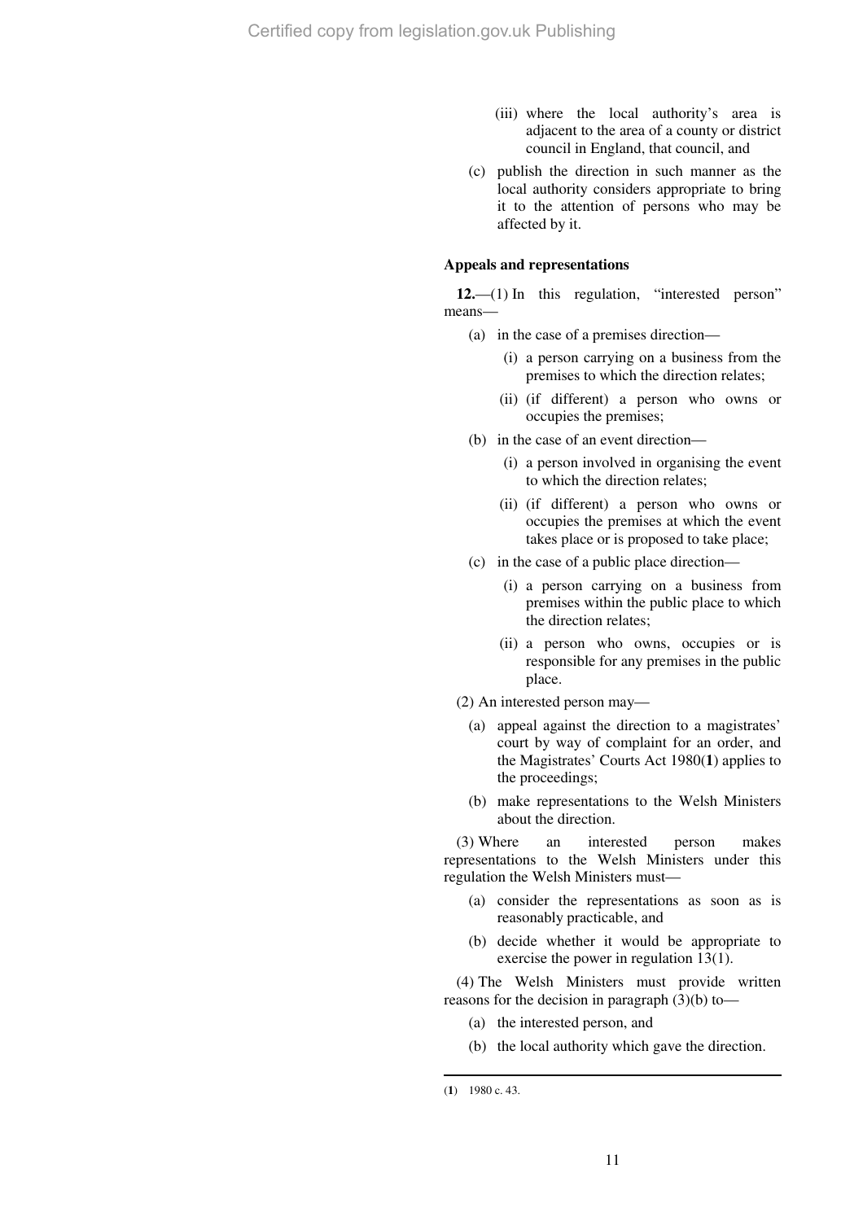(iii) where the local authority's area is adjacent to the area of a county or district council in England, that council, and

(c) publish the direction in such manner as the local authority considers appropriate to bring it to the attention of persons who may be affected by it.

**Appeals and representations**

**12.**—(1) In this regulation, "interested person" means—

(a) in the case of a premises direction—

(i) a person carrying on a business from the premises to which the direction relates;

(ii) (if different) a person who owns or occupies the premises;

(b) in the case of an event direction—

(i) a person involved in organising the event to which the direction relates;

(ii) (if different) a person who owns or occupies the premises at which the event takes place or is proposed to take place;

(c) in the case of a public place direction—

(i) a person carrying on a business from premises within the public place to which the direction relates;

(ii) a person who owns, occupies or is responsible for any premises in the public place.

(2) An interested person may—

(a) appeal against the direction to a magistrates' court by way of complaint for an order, and the Magistrates' Courts Act 1980(1) applies to the proceedings;

(b) make representations to the Welsh Ministers about the direction.

(3) Where an interested person makes representations to the Welsh Ministers under this regulation the Welsh Ministers must—

(a) consider the representations as soon as is reasonably practicable, and

(b) decide whether it would be appropriate to exercise the power in regulation 13(1).

(4) The Welsh Ministers must provide written reasons for the decision in paragraph (3)(b) to—

(a) the interested person, and

(b) the local authority which gave the direction.

---

(1) 1980 c. 43.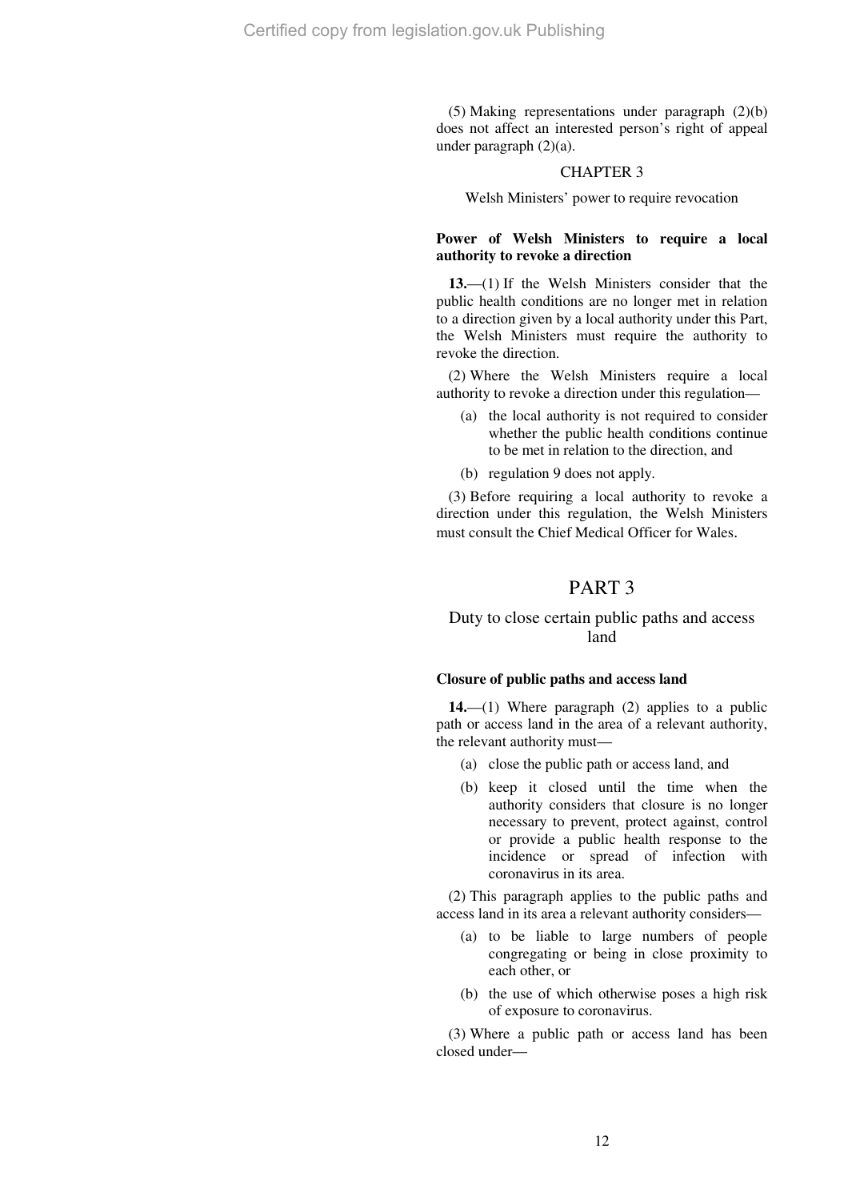(5) Making representations under paragraph (2)(b) does not affect an interested person's right of appeal under paragraph (2)(a).

### CHAPTER 3

Welsh Ministers' power to require revocation

**Power of Welsh Ministers to require a local authority to revoke a direction**

**13.**—(1) If the Welsh Ministers consider that the public health conditions are no longer met in relation to a direction given by a local authority under this Part, the Welsh Ministers must require the authority to revoke the direction.

(2) Where the Welsh Ministers require a local authority to revoke a direction under this regulation—

- (a) the local authority is not required to consider whether the public health conditions continue to be met in relation to the direction, and
- (b) regulation 9 does not apply.

(3) Before requiring a local authority to revoke a direction under this regulation, the Welsh Ministers must consult the Chief Medical Officer for Wales.

## PART 3

## Duty to close certain public paths and access land

**Closure of public paths and access land**

**14.**—(1) Where paragraph (2) applies to a public path or access land in the area of a relevant authority, the relevant authority must—

- (a) close the public path or access land, and
- (b) keep it closed until the time when the authority considers that closure is no longer necessary to prevent, protect against, control or provide a public health response to the incidence or spread of infection with coronavirus in its area.

(2) This paragraph applies to the public paths and access land in its area a relevant authority considers—

- (a) to be liable to large numbers of people congregating or being in close proximity to each other, or
- (b) the use of which otherwise poses a high risk of exposure to coronavirus.

(3) Where a public path or access land has been closed under—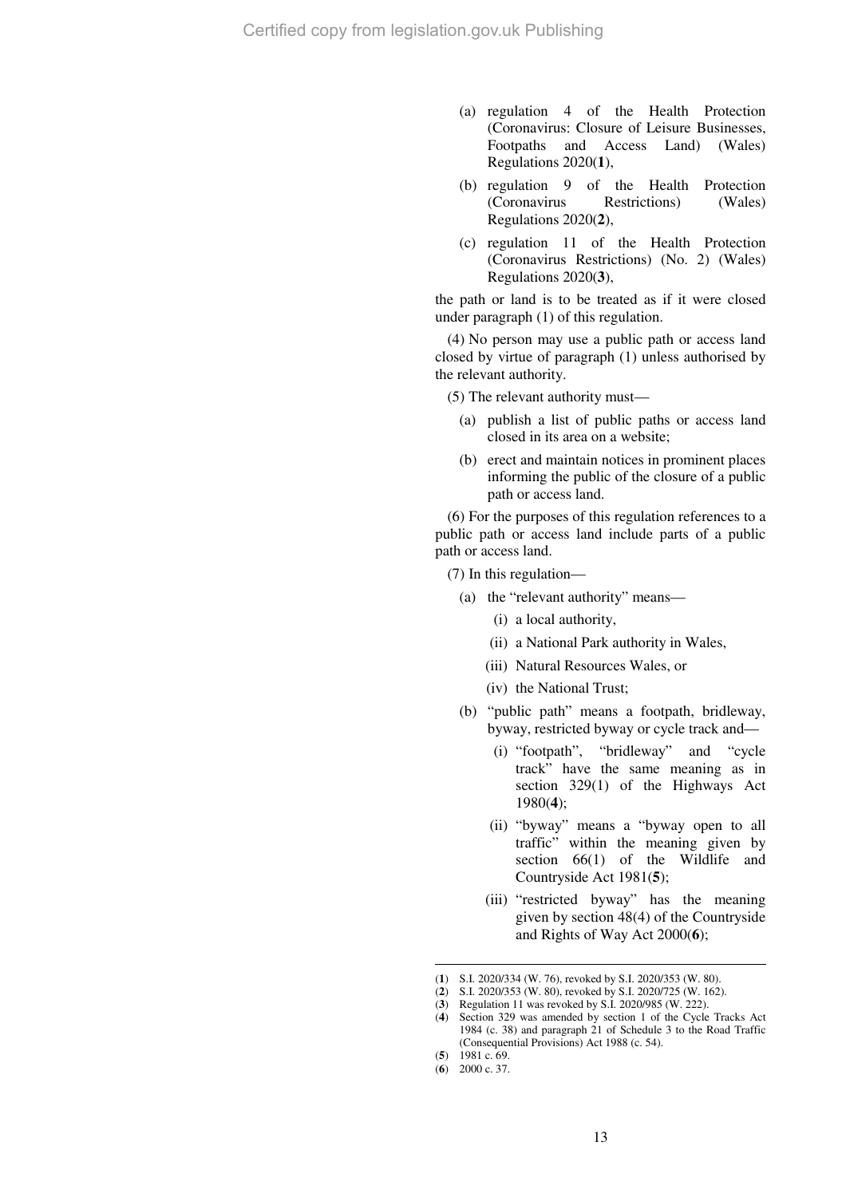(a) regulation 4 of the Health Protection (Coronavirus: Closure of Leisure Businesses, Footpaths and Access Land) (Wales) Regulations 2020(**1**),

(b) regulation 9 of the Health Protection (Coronavirus Restrictions) (Wales) Regulations 2020(**2**),

(c) regulation 11 of the Health Protection (Coronavirus Restrictions) (No. 2) (Wales) Regulations 2020(**3**),

the path or land is to be treated as if it were closed under paragraph (1) of this regulation.

(4) No person may use a public path or access land closed by virtue of paragraph (1) unless authorised by the relevant authority.

(5) The relevant authority must—

(a) publish a list of public paths or access land closed in its area on a website;

(b) erect and maintain notices in prominent places informing the public of the closure of a public path or access land.

(6) For the purposes of this regulation references to a public path or access land include parts of a public path or access land.

(7) In this regulation—

(a) the "relevant authority" means—

(i) a local authority,

(ii) a National Park authority in Wales,

(iii) Natural Resources Wales, or

(iv) the National Trust;

(b) "public path" means a footpath, bridleway, byway, restricted byway or cycle track and—

(i) "footpath", "bridleway" and "cycle track" have the same meaning as in section 329(1) of the Highways Act 1980(**4**);

(ii) "byway" means a "byway open to all traffic" within the meaning given by section 66(1) of the Wildlife and Countryside Act 1981(**5**);

(iii) "restricted byway" has the meaning given by section 48(4) of the Countryside and Rights of Way Act 2000(**6**);

---

(**1**) S.I. 2020/334 (W. 76), revoked by S.I. 2020/353 (W. 80).

(**2**) S.I. 2020/353 (W. 80), revoked by S.I. 2020/725 (W. 162).

(**3**) Regulation 11 was revoked by S.I. 2020/985 (W. 222).

(**4**) Section 329 was amended by section 1 of the Cycle Tracks Act 1984 (c. 38) and paragraph 21 of Schedule 3 to the Road Traffic (Consequential Provisions) Act 1988 (c. 54).

(**5**) 1981 c. 69.

(**6**) 2000 c. 37.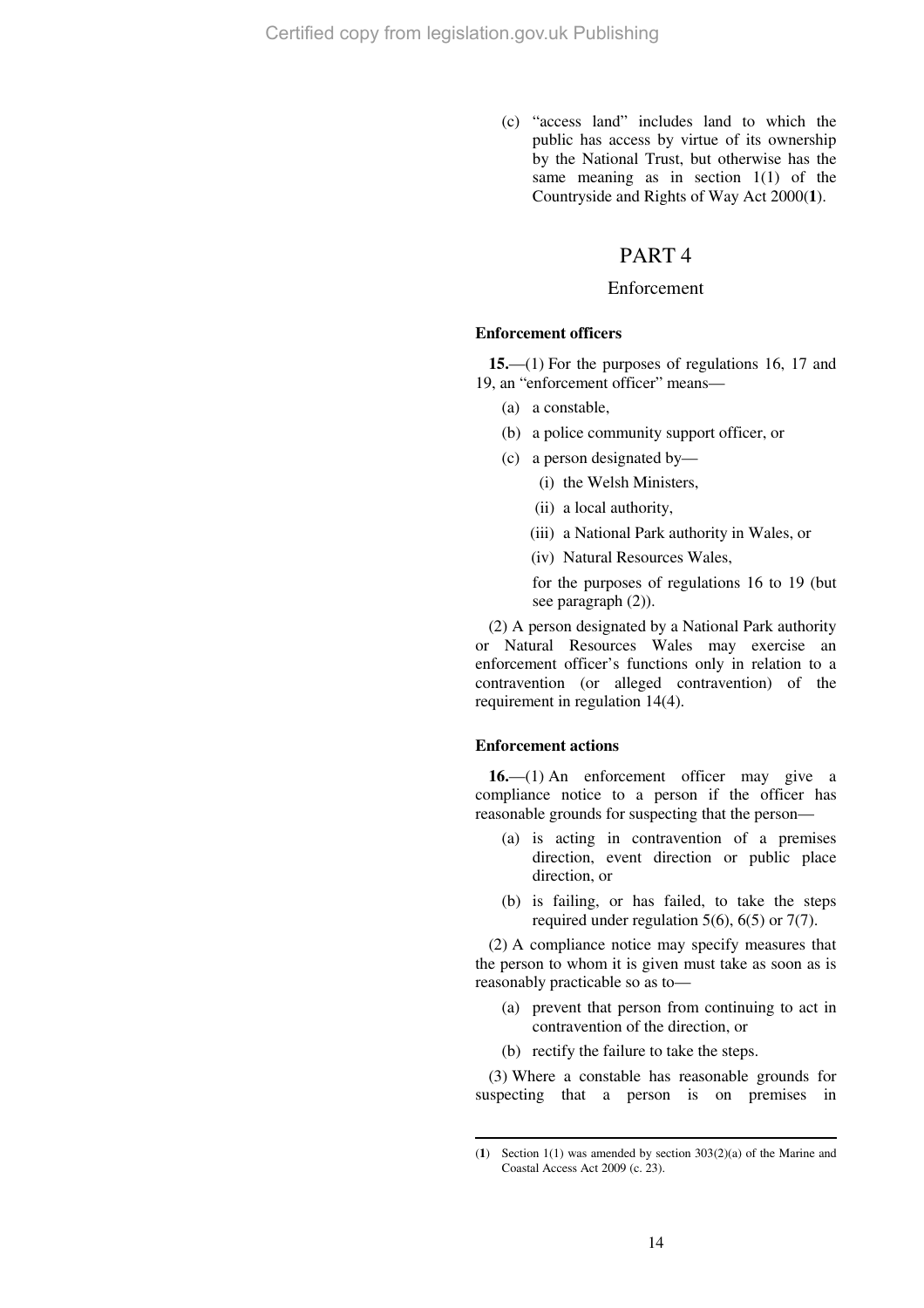(c) "access land" includes land to which the public has access by virtue of its ownership by the National Trust, but otherwise has the same meaning as in section 1(1) of the Countryside and Rights of Way Act 2000([1]).

# PART 4

## Enforcement

### Enforcement officers

**15.**—(1) For the purposes of regulations 16, 17 and 19, an "enforcement officer" means—

- (a) a constable,
- (b) a police community support officer, or
- (c) a person designated by—
  - (i) the Welsh Ministers,
  - (ii) a local authority,
  - (iii) a National Park authority in Wales, or
  - (iv) Natural Resources Wales,

  for the purposes of regulations 16 to 19 (but see paragraph (2)).

(2) A person designated by a National Park authority or Natural Resources Wales may exercise an enforcement officer's functions only in relation to a contravention (or alleged contravention) of the requirement in regulation 14(4).

### Enforcement actions

**16.**—(1) An enforcement officer may give a compliance notice to a person if the officer has reasonable grounds for suspecting that the person—

- (a) is acting in contravention of a premises direction, event direction or public place direction, or
- (b) is failing, or has failed, to take the steps required under regulation 5(6), 6(5) or 7(7).

(2) A compliance notice may specify measures that the person to whom it is given must take as soon as is reasonably practicable so as to—

- (a) prevent that person from continuing to act in contravention of the direction, or
- (b) rectify the failure to take the steps.

(3) Where a constable has reasonable grounds for suspecting that a person is on premises in

---

([1]) Section 1(1) was amended by section 303(2)(a) of the Marine and Coastal Access Act 2009 (c. 23).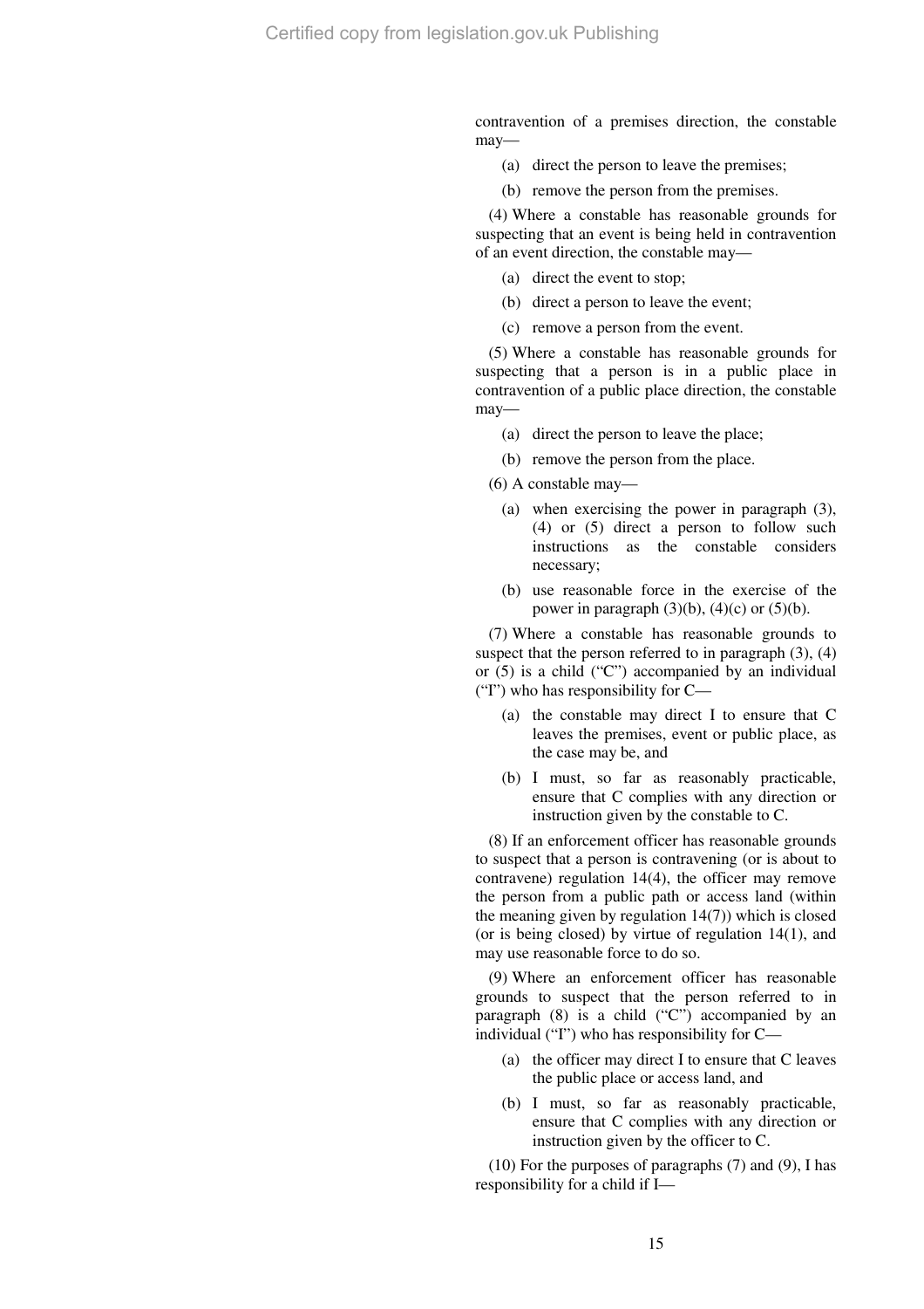contravention of a premises direction, the constable may—

(a) direct the person to leave the premises;

(b) remove the person from the premises.

(4) Where a constable has reasonable grounds for suspecting that an event is being held in contravention of an event direction, the constable may—

(a) direct the event to stop;

(b) direct a person to leave the event;

(c) remove a person from the event.

(5) Where a constable has reasonable grounds for suspecting that a person is in a public place in contravention of a public place direction, the constable may—

(a) direct the person to leave the place;

(b) remove the person from the place.

(6) A constable may—

(a) when exercising the power in paragraph (3), (4) or (5) direct a person to follow such instructions as the constable considers necessary;

(b) use reasonable force in the exercise of the power in paragraph (3)(b), (4)(c) or (5)(b).

(7) Where a constable has reasonable grounds to suspect that the person referred to in paragraph (3), (4) or (5) is a child ("C") accompanied by an individual ("I") who has responsibility for C—

(a) the constable may direct I to ensure that C leaves the premises, event or public place, as the case may be, and

(b) I must, so far as reasonably practicable, ensure that C complies with any direction or instruction given by the constable to C.

(8) If an enforcement officer has reasonable grounds to suspect that a person is contravening (or is about to contravene) regulation 14(4), the officer may remove the person from a public path or access land (within the meaning given by regulation 14(7)) which is closed (or is being closed) by virtue of regulation 14(1), and may use reasonable force to do so.

(9) Where an enforcement officer has reasonable grounds to suspect that the person referred to in paragraph (8) is a child ("C") accompanied by an individual ("I") who has responsibility for C—

(a) the officer may direct I to ensure that C leaves the public place or access land, and

(b) I must, so far as reasonably practicable, ensure that C complies with any direction or instruction given by the officer to C.

(10) For the purposes of paragraphs (7) and (9), I has responsibility for a child if I—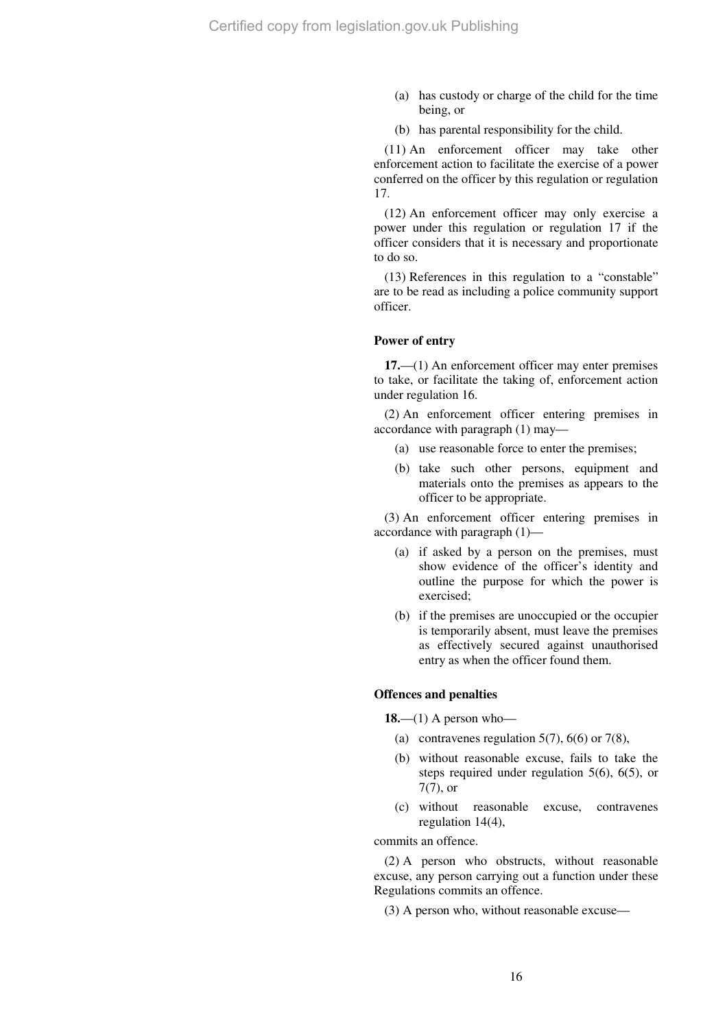(a) has custody or charge of the child for the time being, or

(b) has parental responsibility for the child.

(11) An enforcement officer may take other enforcement action to facilitate the exercise of a power conferred on the officer by this regulation or regulation 17.

(12) An enforcement officer may only exercise a power under this regulation or regulation 17 if the officer considers that it is necessary and proportionate to do so.

(13) References in this regulation to a "constable" are to be read as including a police community support officer.

**Power of entry**

**17.**—(1) An enforcement officer may enter premises to take, or facilitate the taking of, enforcement action under regulation 16.

(2) An enforcement officer entering premises in accordance with paragraph (1) may—

(a) use reasonable force to enter the premises;

(b) take such other persons, equipment and materials onto the premises as appears to the officer to be appropriate.

(3) An enforcement officer entering premises in accordance with paragraph (1)—

(a) if asked by a person on the premises, must show evidence of the officer's identity and outline the purpose for which the power is exercised;

(b) if the premises are unoccupied or the occupier is temporarily absent, must leave the premises as effectively secured against unauthorised entry as when the officer found them.

**Offences and penalties**

**18.**—(1) A person who—

(a) contravenes regulation 5(7), 6(6) or 7(8),

(b) without reasonable excuse, fails to take the steps required under regulation 5(6), 6(5), or 7(7), or

(c) without reasonable excuse, contravenes regulation 14(4),

commits an offence.

(2) A person who obstructs, without reasonable excuse, any person carrying out a function under these Regulations commits an offence.

(3) A person who, without reasonable excuse—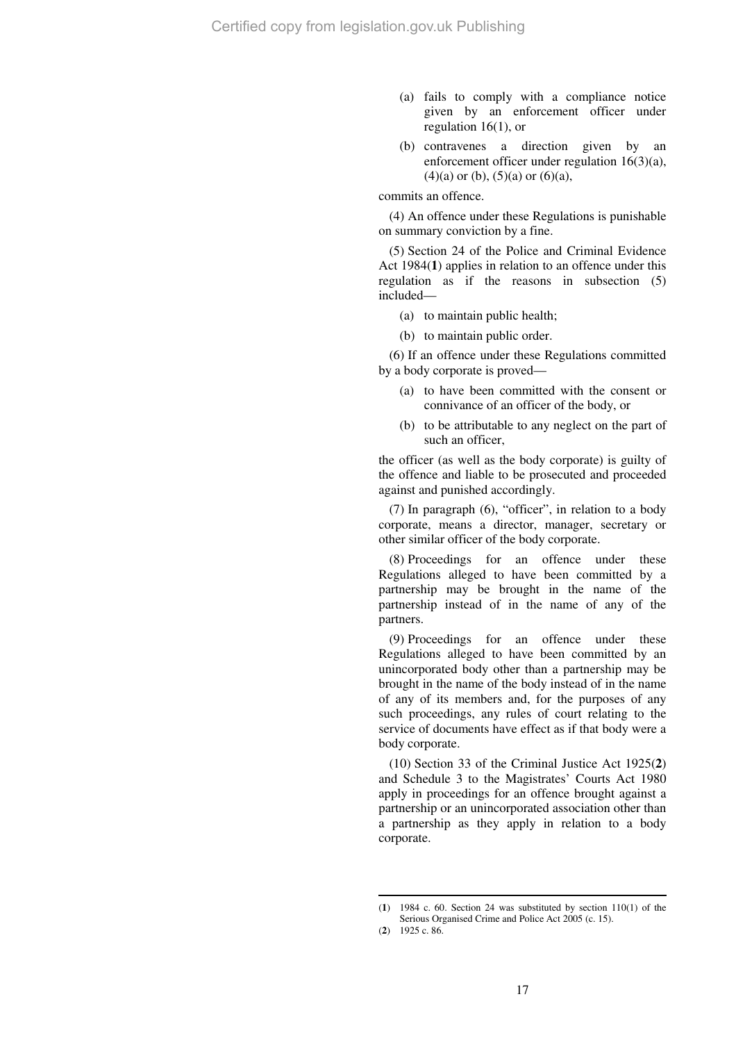(a) fails to comply with a compliance notice given by an enforcement officer under regulation 16(1), or

(b) contravenes a direction given by an enforcement officer under regulation 16(3)(a), (4)(a) or (b), (5)(a) or (6)(a),

commits an offence.

(4) An offence under these Regulations is punishable on summary conviction by a fine.

(5) Section 24 of the Police and Criminal Evidence Act 1984([1]) applies in relation to an offence under this regulation as if the reasons in subsection (5) included—

(a) to maintain public health;

(b) to maintain public order.

(6) If an offence under these Regulations committed by a body corporate is proved—

(a) to have been committed with the consent or connivance of an officer of the body, or

(b) to be attributable to any neglect on the part of such an officer,

the officer (as well as the body corporate) is guilty of the offence and liable to be prosecuted and proceeded against and punished accordingly.

(7) In paragraph (6), "officer", in relation to a body corporate, means a director, manager, secretary or other similar officer of the body corporate.

(8) Proceedings for an offence under these Regulations alleged to have been committed by a partnership may be brought in the name of the partnership instead of in the name of any of the partners.

(9) Proceedings for an offence under these Regulations alleged to have been committed by an unincorporated body other than a partnership may be brought in the name of the body instead of in the name of any of its members and, for the purposes of any such proceedings, any rules of court relating to the service of documents have effect as if that body were a body corporate.

(10) Section 33 of the Criminal Justice Act 1925([2]) and Schedule 3 to the Magistrates' Courts Act 1980 apply in proceedings for an offence brought against a partnership or an unincorporated association other than a partnership as they apply in relation to a body corporate.

---

([1]) 1984 c. 60. Section 24 was substituted by section 110(1) of the Serious Organised Crime and Police Act 2005 (c. 15).

([2]) 1925 c. 86.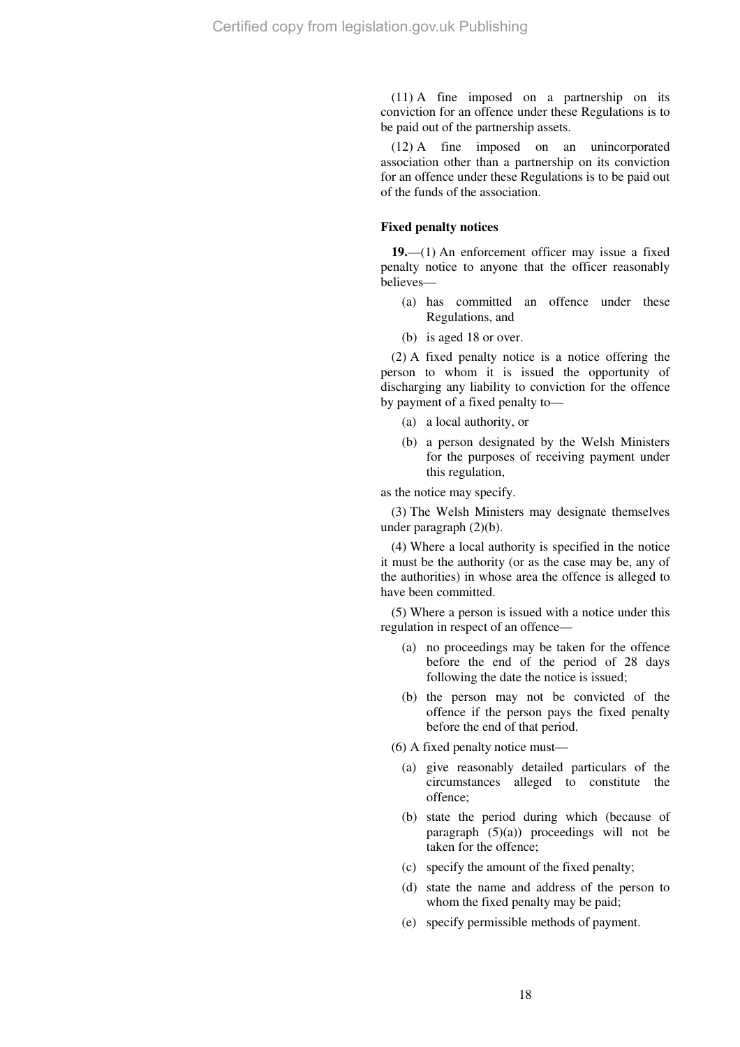(11) A fine imposed on a partnership on its conviction for an offence under these Regulations is to be paid out of the partnership assets.

(12) A fine imposed on an unincorporated association other than a partnership on its conviction for an offence under these Regulations is to be paid out of the funds of the association.

**Fixed penalty notices**

**19.**—(1) An enforcement officer may issue a fixed penalty notice to anyone that the officer reasonably believes—

(a) has committed an offence under these Regulations, and

(b) is aged 18 or over.

(2) A fixed penalty notice is a notice offering the person to whom it is issued the opportunity of discharging any liability to conviction for the offence by payment of a fixed penalty to—

(a) a local authority, or

(b) a person designated by the Welsh Ministers for the purposes of receiving payment under this regulation,

as the notice may specify.

(3) The Welsh Ministers may designate themselves under paragraph (2)(b).

(4) Where a local authority is specified in the notice it must be the authority (or as the case may be, any of the authorities) in whose area the offence is alleged to have been committed.

(5) Where a person is issued with a notice under this regulation in respect of an offence—

(a) no proceedings may be taken for the offence before the end of the period of 28 days following the date the notice is issued;

(b) the person may not be convicted of the offence if the person pays the fixed penalty before the end of that period.

(6) A fixed penalty notice must—

(a) give reasonably detailed particulars of the circumstances alleged to constitute the offence;

(b) state the period during which (because of paragraph (5)(a)) proceedings will not be taken for the offence;

(c) specify the amount of the fixed penalty;

(d) state the name and address of the person to whom the fixed penalty may be paid;

(e) specify permissible methods of payment.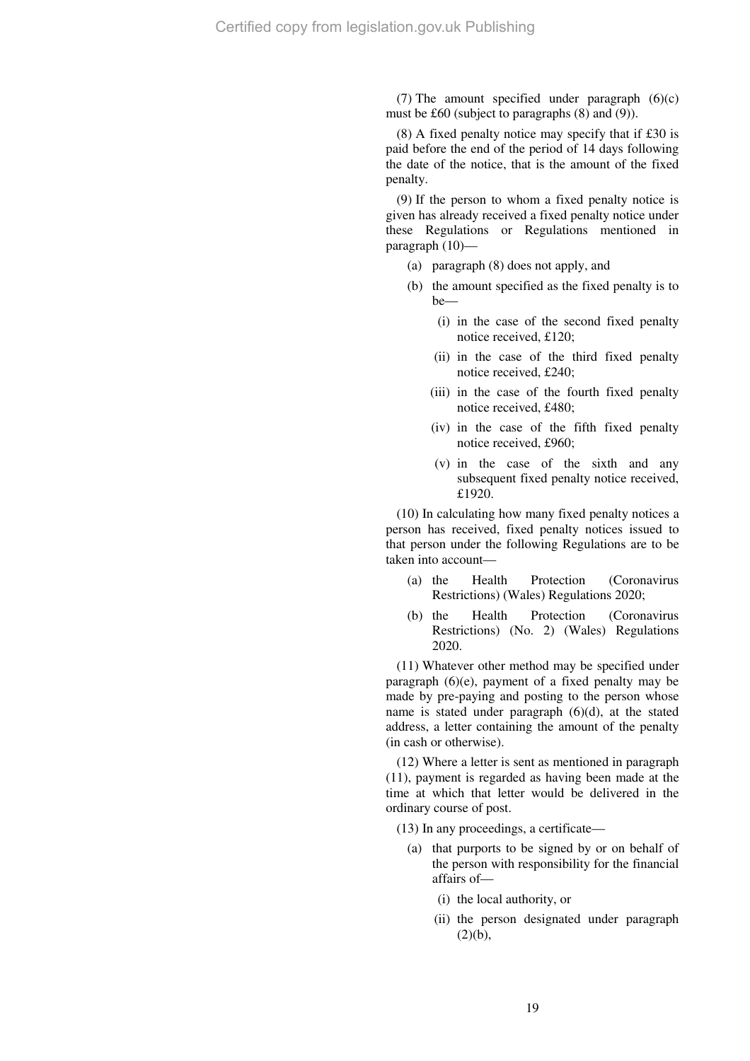(7) The amount specified under paragraph (6)(c) must be £60 (subject to paragraphs (8) and (9)).

(8) A fixed penalty notice may specify that if £30 is paid before the end of the period of 14 days following the date of the notice, that is the amount of the fixed penalty.

(9) If the person to whom a fixed penalty notice is given has already received a fixed penalty notice under these Regulations or Regulations mentioned in paragraph (10)—

- (a) paragraph (8) does not apply, and
- (b) the amount specified as the fixed penalty is to be—
  - (i) in the case of the second fixed penalty notice received, £120;
  - (ii) in the case of the third fixed penalty notice received, £240;
  - (iii) in the case of the fourth fixed penalty notice received, £480;
  - (iv) in the case of the fifth fixed penalty notice received, £960;
  - (v) in the case of the sixth and any subsequent fixed penalty notice received, £1920.

(10) In calculating how many fixed penalty notices a person has received, fixed penalty notices issued to that person under the following Regulations are to be taken into account—

- (a) the Health Protection (Coronavirus Restrictions) (Wales) Regulations 2020;
- (b) the Health Protection (Coronavirus Restrictions) (No. 2) (Wales) Regulations 2020.

(11) Whatever other method may be specified under paragraph (6)(e), payment of a fixed penalty may be made by pre-paying and posting to the person whose name is stated under paragraph (6)(d), at the stated address, a letter containing the amount of the penalty (in cash or otherwise).

(12) Where a letter is sent as mentioned in paragraph (11), payment is regarded as having been made at the time at which that letter would be delivered in the ordinary course of post.

(13) In any proceedings, a certificate—

- (a) that purports to be signed by or on behalf of the person with responsibility for the financial affairs of—
  - (i) the local authority, or
  - (ii) the person designated under paragraph (2)(b),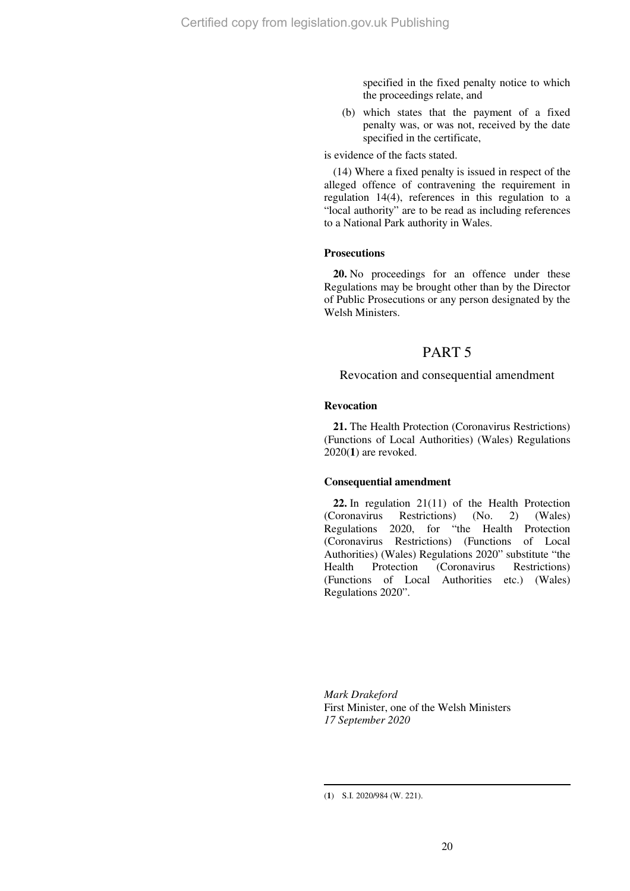specified in the fixed penalty notice to which the proceedings relate, and

(b) which states that the payment of a fixed penalty was, or was not, received by the date specified in the certificate,

is evidence of the facts stated.

(14) Where a fixed penalty is issued in respect of the alleged offence of contravening the requirement in regulation 14(4), references in this regulation to a "local authority" are to be read as including references to a National Park authority in Wales.

**Prosecutions**

**20.** No proceedings for an offence under these Regulations may be brought other than by the Director of Public Prosecutions or any person designated by the Welsh Ministers.

## PART 5

### Revocation and consequential amendment

**Revocation**

**21.** The Health Protection (Coronavirus Restrictions) (Functions of Local Authorities) (Wales) Regulations 2020([1]) are revoked.

**Consequential amendment**

**22.** In regulation 21(11) of the Health Protection (Coronavirus Restrictions) (No. 2) (Wales) Regulations 2020, for "the Health Protection (Coronavirus Restrictions) (Functions of Local Authorities) (Wales) Regulations 2020" substitute "the Health Protection (Coronavirus Restrictions) (Functions of Local Authorities etc.) (Wales) Regulations 2020".

*Mark Drakeford*
First Minister, one of the Welsh Ministers
*17 September 2020*

---

([1]) S.I. 2020/984 (W. 221).